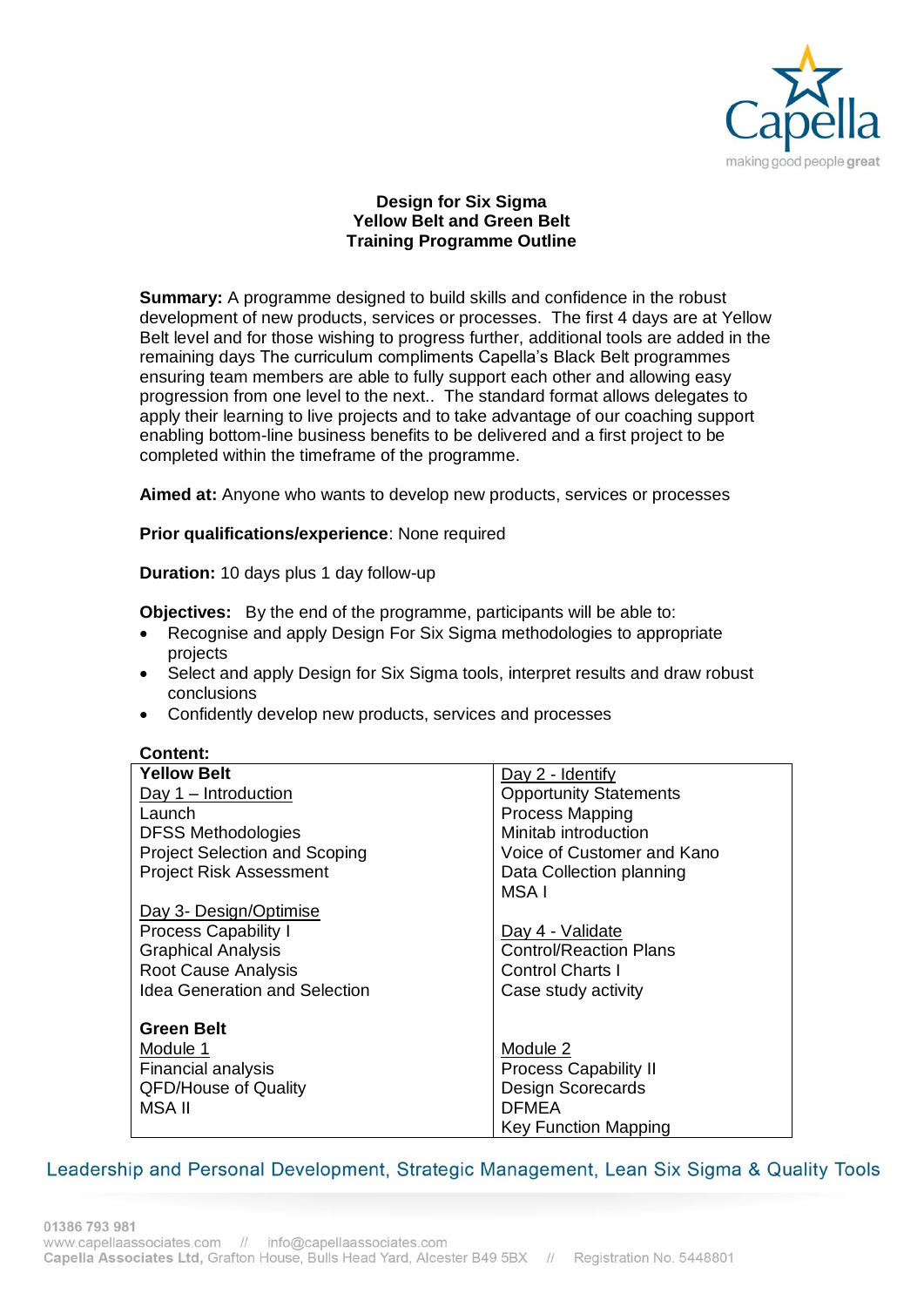**Design for Six Sigma**
**Yellow Belt and Green Belt**
**Training Programme Outline**

**Summary:** A programme designed to build skills and confidence in the robust development of new products, services or processes. The first 4 days are at Yellow Belt level and for those wishing to progress further, additional tools are added in the remaining days The curriculum compliments Capella's Black Belt programmes ensuring team members are able to fully support each other and allowing easy progression from one level to the next.. The standard format allows delegates to apply their learning to live projects and to take advantage of our coaching support enabling bottom-line business benefits to be delivered and a first project to be completed within the timeframe of the programme.

**Aimed at:** Anyone who wants to develop new products, services or processes

**Prior qualifications/experience**: None required

**Duration:** 10 days plus 1 day follow-up

**Objectives:** By the end of the programme, participants will be able to:

- Recognise and apply Design For Six Sigma methodologies to appropriate projects
- Select and apply Design for Six Sigma tools, interpret results and draw robust conclusions
- Confidently develop new products, services and processes

**Content:**

| **Yellow Belt**<br>Day 1 – Introduction<br>Launch<br>DFSS Methodologies<br>Project Selection and Scoping<br>Project Risk Assessment | Day 2 - Identify<br>Opportunity Statements<br>Process Mapping<br>Minitab introduction<br>Voice of Customer and Kano<br>Data Collection planning<br>MSA I |
|---|---|
| Day 3- Design/Optimise<br>Process Capability I<br>Graphical Analysis<br>Root Cause Analysis<br>Idea Generation and Selection | Day 4 - Validate<br>Control/Reaction Plans<br>Control Charts I<br>Case study activity |
| **Green Belt**<br>Module 1<br>Financial analysis<br>QFD/House of Quality<br>MSA II | Module 2<br>Process Capability II<br>Design Scorecards<br>DFMEA<br>Key Function Mapping |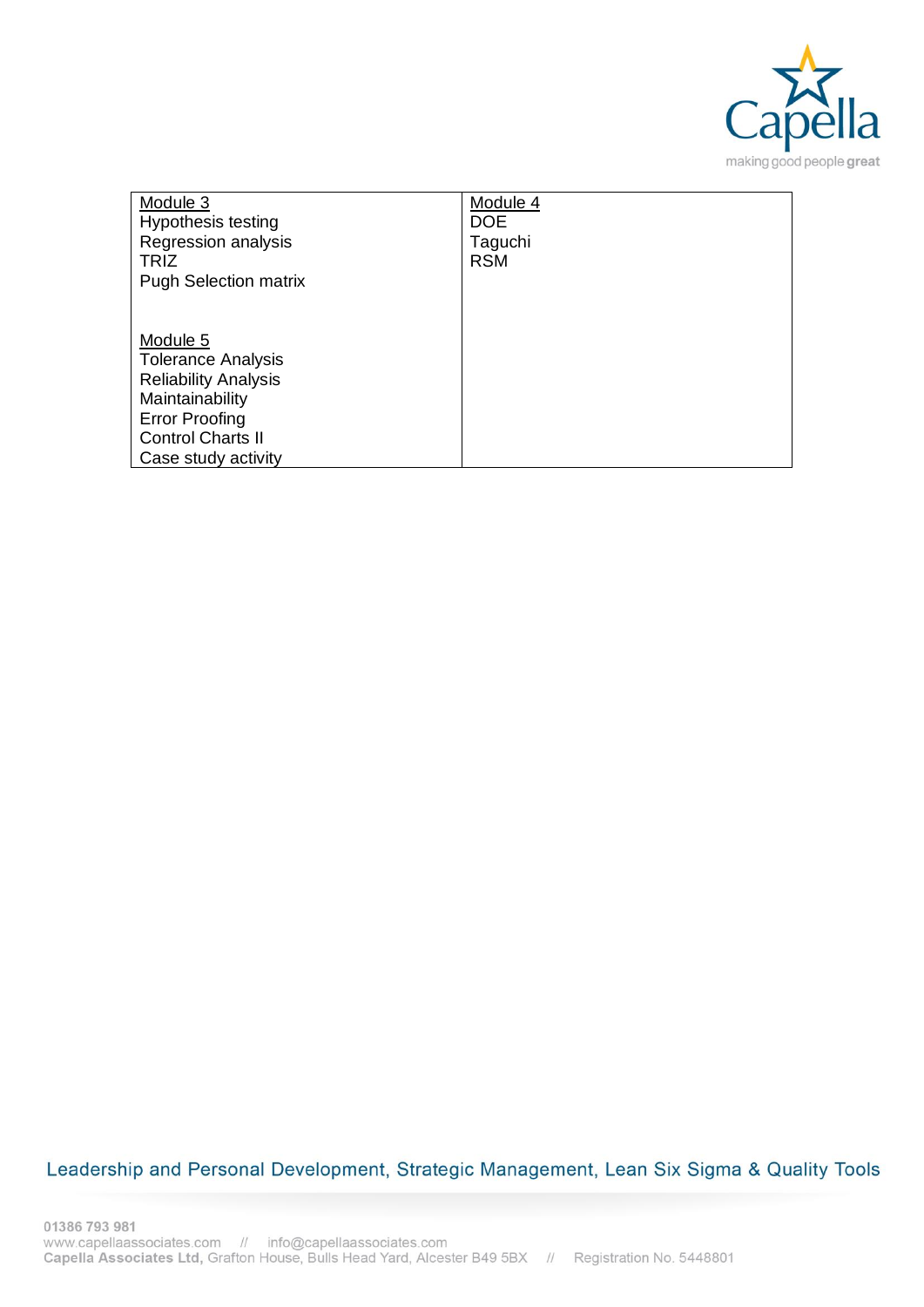| | |
|---|---|
| Module 3<br>Hypothesis testing<br>Regression analysis<br>TRIZ<br>Pugh Selection matrix<br><br>Module 5<br>Tolerance Analysis<br>Reliability Analysis<br>Maintainability<br>Error Proofing<br>Control Charts II<br>Case study activity | Module 4<br>DOE<br>Taguchi<br>RSM |